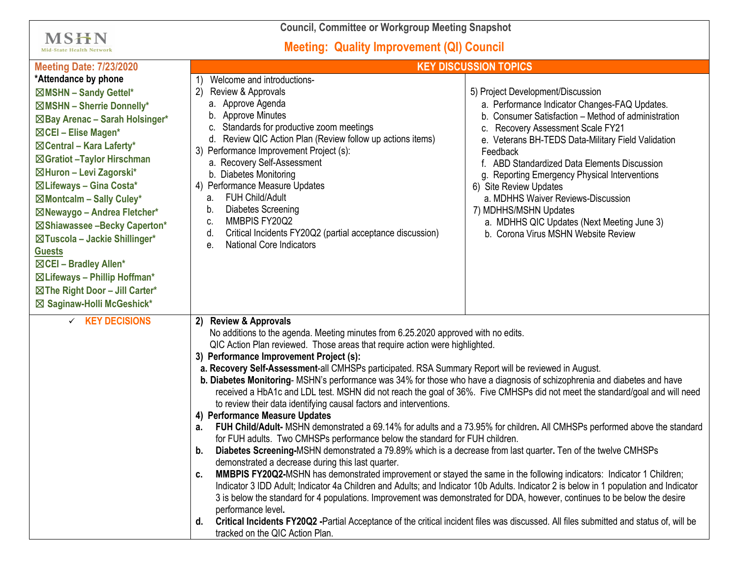# Council, Committee or Workgroup Meeting Snapshot

## Meeting: Quality Improvement (QI) Council

**Meeting Date: 7/23/2020**

**\*Attendance by phone**

- ☒MSHN – Sandy Gettel*
- ☒MSHN – Sherrie Donnelly*
- ☒Bay Arenac – Sarah Holsinger*
- ☒CEI – Elise Magen*
- ☒Central – Kara Laferty*
- ☒Gratiot –Taylor Hirschman
- ☒Huron – Levi Zagorski*
- ☒Lifeways – Gina Costa*
- ☒Montcalm – Sally Culey*
- ☒Newaygo – Andrea Fletcher*
- ☒Shiawassee –Becky Caperton*
- ☒Tuscola – Jackie Shillinger*

**Guests**

- ☒CEI – Bradley Allen*
- ☒Lifeways – Phillip Hoffman*
- ☒The Right Door – Jill Carter*
- ☒ Saginaw-Holli McGeshick*

### KEY DISCUSSION TOPICS

1) Welcome and introductions-
2) Review & Approvals
   a. Approve Agenda
   b. Approve Minutes
   c. Standards for productive zoom meetings
   d. Review QIC Action Plan (Review follow up actions items)
3) Performance Improvement Project (s):
   a. Recovery Self-Assessment
   b. Diabetes Monitoring
4) Performance Measure Updates
   a. FUH Child/Adult
   b. Diabetes Screening
   c. MMBPIS FY20Q2
   d. Critical Incidents FY20Q2 (partial acceptance discussion)
   e. National Core Indicators
5) Project Development/Discussion
   a. Performance Indicator Changes-FAQ Updates.
   b. Consumer Satisfaction – Method of administration
   c. Recovery Assessment Scale FY21
   e. Veterans BH-TEDS Data-Military Field Validation Feedback
   f. ABD Standardized Data Elements Discussion
   g. Reporting Emergency Physical Interventions
6) Site Review Updates
   a. MDHHS Waiver Reviews-Discussion
7) MDHHS/MSHN Updates
   a. MDHHS QIC Updates (Next Meeting June 3)
   b. Corona Virus MSHN Website Review

### ✓ KEY DECISIONS

**2) Review & Approvals**

No additions to the agenda. Meeting minutes from 6.25.2020 approved with no edits.

QIC Action Plan reviewed. Those areas that require action were highlighted.

**3) Performance Improvement Project (s):**

**a. Recovery Self-Assessment**-all CMHSPs participated. RSA Summary Report will be reviewed in August.

**b. Diabetes Monitoring**- MSHN's performance was 34% for those who have a diagnosis of schizophrenia and diabetes and have received a HbA1c and LDL test. MSHN did not reach the goal of 36%. Five CMHSPs did not meet the standard/goal and will need to review their data identifying causal factors and interventions.

**4) Performance Measure Updates**

**a. FUH Child/Adult-** MSHN demonstrated a 69.14% for adults and a 73.95% for children**.** All CMHSPs performed above the standard for FUH adults. Two CMHSPs performance below the standard for FUH children.

**b. Diabetes Screening-**MSHN demonstrated a 79.89% which is a decrease from last quarter**.** Ten of the twelve CMHSPs demonstrated a decrease during this last quarter.

**c. MMBPIS FY20Q2-**MSHN has demonstrated improvement or stayed the same in the following indicators: Indicator 1 Children; Indicator 3 IDD Adult; Indicator 4a Children and Adults; and Indicator 10b Adults. Indicator 2 is below in 1 population and Indicator 3 is below the standard for 4 populations. Improvement was demonstrated for DDA, however, continues to be below the desire performance level**.**

**d. Critical Incidents FY20Q2 -**Partial Acceptance of the critical incident files was discussed. All files submitted and status of, will be tracked on the QIC Action Plan.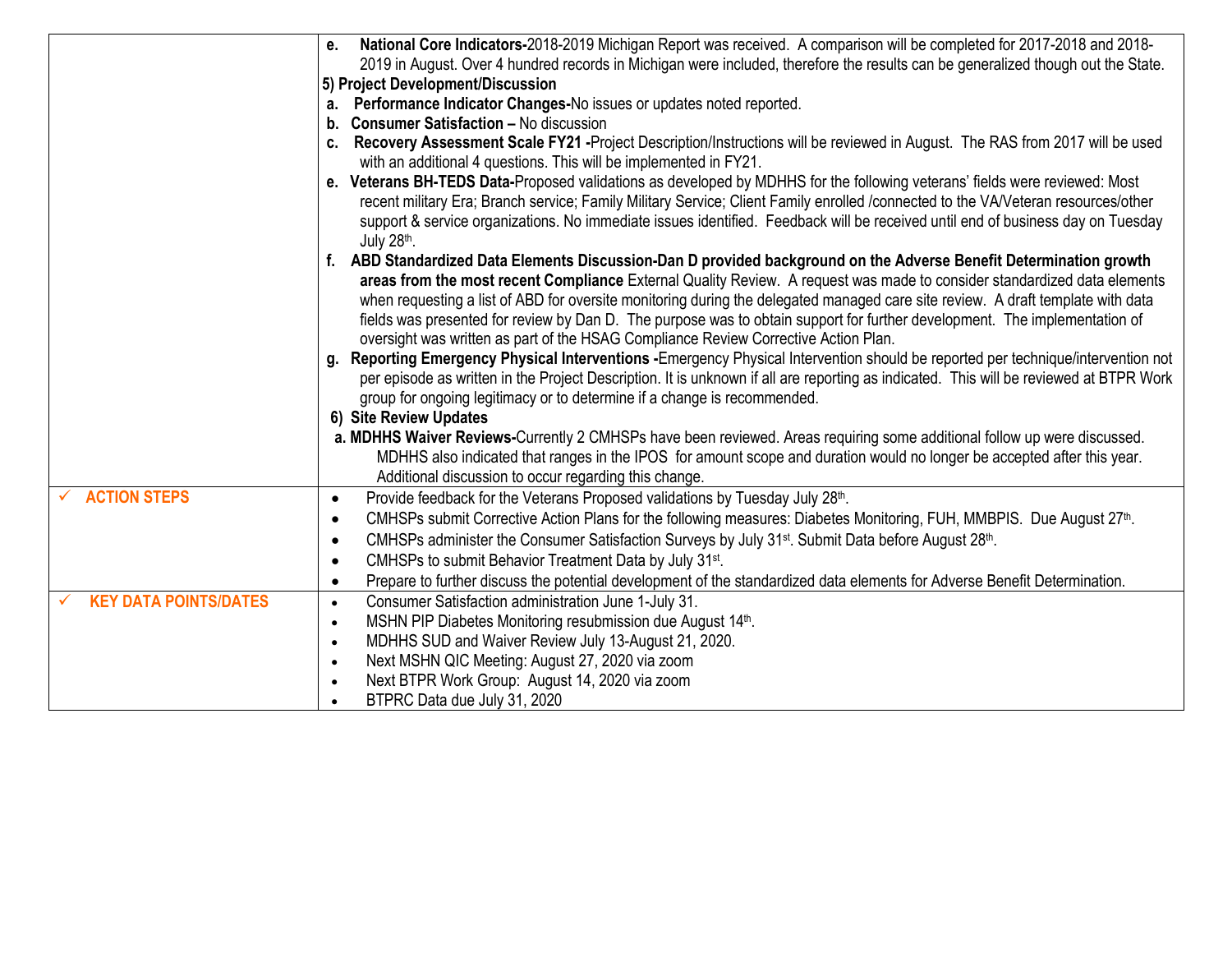| | |
|---|---|
| | **e. National Core Indicators-**2018-2019 Michigan Report was received. A comparison will be completed for 2017-2018 and 2018-2019 in August. Over 4 hundred records in Michigan were included, therefore the results can be generalized though out the State.<br>**5) Project Development/Discussion**<br>**a. Performance Indicator Changes-**No issues or updates noted reported.<br>**b. Consumer Satisfaction –** No discussion<br>**c. Recovery Assessment Scale FY21 -**Project Description/Instructions will be reviewed in August. The RAS from 2017 will be used with an additional 4 questions. This will be implemented in FY21.<br>**e. Veterans BH-TEDS Data-**Proposed validations as developed by MDHHS for the following veterans' fields were reviewed: Most recent military Era; Branch service; Family Military Service; Client Family enrolled /connected to the VA/Veteran resources/other support & service organizations. No immediate issues identified. Feedback will be received until end of business day on Tuesday July 28th.<br>**f. ABD Standardized Data Elements Discussion-Dan D provided background on the Adverse Benefit Determination growth areas from the most recent Compliance** External Quality Review. A request was made to consider standardized data elements when requesting a list of ABD for oversite monitoring during the delegated managed care site review. A draft template with data fields was presented for review by Dan D. The purpose was to obtain support for further development. The implementation of oversight was written as part of the HSAG Compliance Review Corrective Action Plan.<br>**g. Reporting Emergency Physical Interventions -**Emergency Physical Intervention should be reported per technique/intervention not per episode as written in the Project Description. It is unknown if all are reporting as indicated. This will be reviewed at BTPR Work group for ongoing legitimacy or to determine if a change is recommended.<br>**6) Site Review Updates**<br>**a. MDHHS Waiver Reviews-**Currently 2 CMHSPs have been reviewed. Areas requiring some additional follow up were discussed. MDHHS also indicated that ranges in the IPOS for amount scope and duration would no longer be accepted after this year. Additional discussion to occur regarding this change. |
| ✓ **ACTION STEPS** | • Provide feedback for the Veterans Proposed validations by Tuesday July 28th.<br>• CMHSPs submit Corrective Action Plans for the following measures: Diabetes Monitoring, FUH, MMBPIS. Due August 27th.<br>• CMHSPs administer the Consumer Satisfaction Surveys by July 31st. Submit Data before August 28th.<br>• CMHSPs to submit Behavior Treatment Data by July 31st.<br>• Prepare to further discuss the potential development of the standardized data elements for Adverse Benefit Determination. |
| ✓ **KEY DATA POINTS/DATES** | • Consumer Satisfaction administration June 1-July 31.<br>• MSHN PIP Diabetes Monitoring resubmission due August 14th.<br>• MDHHS SUD and Waiver Review July 13-August 21, 2020.<br>• Next MSHN QIC Meeting: August 27, 2020 via zoom<br>• Next BTPR Work Group: August 14, 2020 via zoom<br>• BTPRC Data due July 31, 2020 |